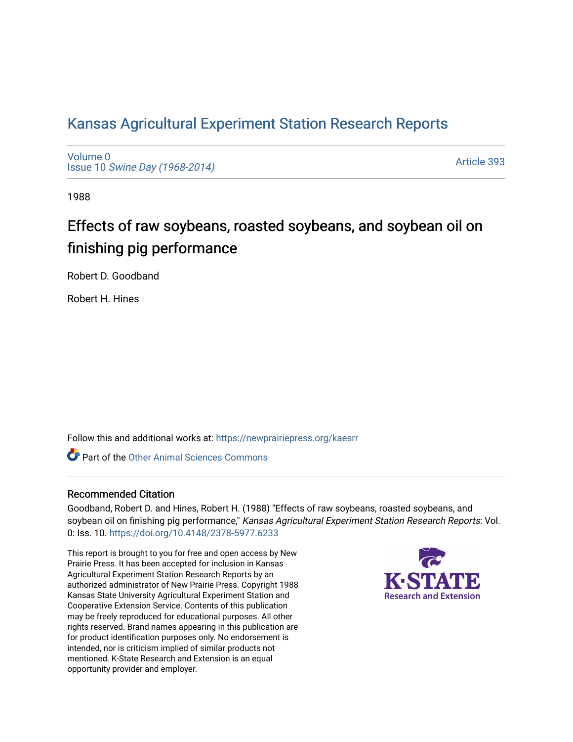# Kansas Agricultural Experiment Station Research Reports

Volume 0
Issue 10 *Swine Day (1968-2014)*

Article 393

1988

## Effects of raw soybeans, roasted soybeans, and soybean oil on finishing pig performance

Robert D. Goodband

Robert H. Hines

Follow this and additional works at: https://newprairiepress.org/kaesrr

Part of the Other Animal Sciences Commons

### Recommended Citation

Goodband, Robert D. and Hines, Robert H. (1988) "Effects of raw soybeans, roasted soybeans, and soybean oil on finishing pig performance," *Kansas Agricultural Experiment Station Research Reports*: Vol. 0: Iss. 10. https://doi.org/10.4148/2378-5977.6233

This report is brought to you for free and open access by New Prairie Press. It has been accepted for inclusion in Kansas Agricultural Experiment Station Research Reports by an authorized administrator of New Prairie Press. Copyright 1988 Kansas State University Agricultural Experiment Station and Cooperative Extension Service. Contents of this publication may be freely reproduced for educational purposes. All other rights reserved. Brand names appearing in this publication are for product identification purposes only. No endorsement is intended, nor is criticism implied of similar products not mentioned. K-State Research and Extension is an equal opportunity provider and employer.

K-STATE Research and Extension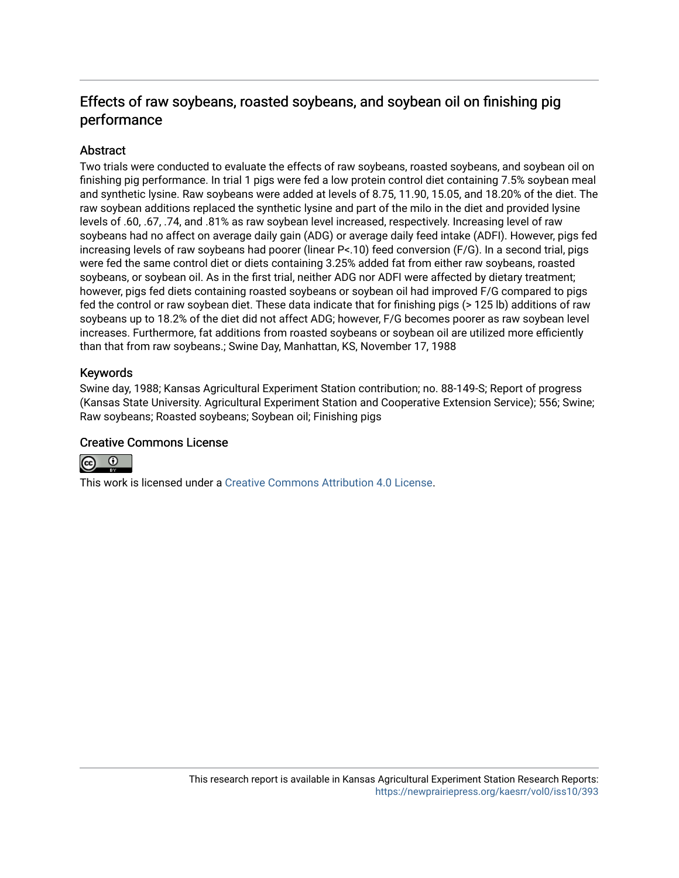# Effects of raw soybeans, roasted soybeans, and soybean oil on finishing pig performance

## Abstract

Two trials were conducted to evaluate the effects of raw soybeans, roasted soybeans, and soybean oil on finishing pig performance. In trial 1 pigs were fed a low protein control diet containing 7.5% soybean meal and synthetic lysine. Raw soybeans were added at levels of 8.75, 11.90, 15.05, and 18.20% of the diet. The raw soybean additions replaced the synthetic lysine and part of the milo in the diet and provided lysine levels of .60, .67, .74, and .81% as raw soybean level increased, respectively. Increasing level of raw soybeans had no affect on average daily gain (ADG) or average daily feed intake (ADFI). However, pigs fed increasing levels of raw soybeans had poorer (linear P<.10) feed conversion (F/G). In a second trial, pigs were fed the same control diet or diets containing 3.25% added fat from either raw soybeans, roasted soybeans, or soybean oil. As in the first trial, neither ADG nor ADFI were affected by dietary treatment; however, pigs fed diets containing roasted soybeans or soybean oil had improved F/G compared to pigs fed the control or raw soybean diet. These data indicate that for finishing pigs (> 125 lb) additions of raw soybeans up to 18.2% of the diet did not affect ADG; however, F/G becomes poorer as raw soybean level increases. Furthermore, fat additions from roasted soybeans or soybean oil are utilized more efficiently than that from raw soybeans.; Swine Day, Manhattan, KS, November 17, 1988

## Keywords

Swine day, 1988; Kansas Agricultural Experiment Station contribution; no. 88-149-S; Report of progress (Kansas State University. Agricultural Experiment Station and Cooperative Extension Service); 556; Swine; Raw soybeans; Roasted soybeans; Soybean oil; Finishing pigs

## Creative Commons License

This work is licensed under a Creative Commons Attribution 4.0 License.

This research report is available in Kansas Agricultural Experiment Station Research Reports: https://newprairiepress.org/kaesrr/vol0/iss10/393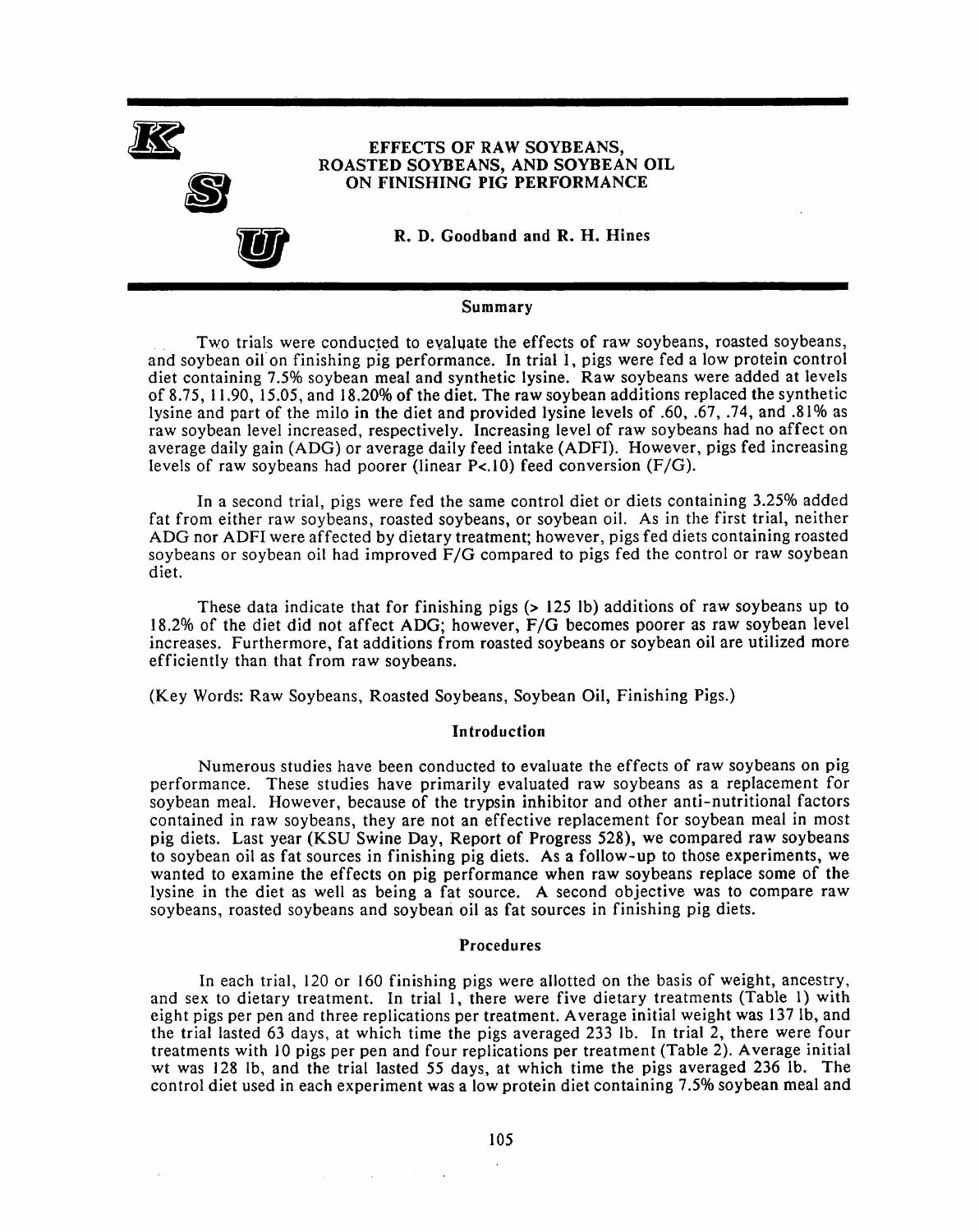# EFFECTS OF RAW SOYBEANS, ROASTED SOYBEANS, AND SOYBEAN OIL ON FINISHING PIG PERFORMANCE

**R. D. Goodband and R. H. Hines**

## Summary

Two trials were conducted to evaluate the effects of raw soybeans, roasted soybeans, and soybean oil on finishing pig performance. In trial 1, pigs were fed a low protein control diet containing 7.5% soybean meal and synthetic lysine. Raw soybeans were added at levels of 8.75, 11.90, 15.05, and 18.20% of the diet. The raw soybean additions replaced the synthetic lysine and part of the milo in the diet and provided lysine levels of .60, .67, .74, and .81% as raw soybean level increased, respectively. Increasing level of raw soybeans had no affect on average daily gain (ADG) or average daily feed intake (ADFI). However, pigs fed increasing levels of raw soybeans had poorer (linear $P<.10$) feed conversion (F/G).

In a second trial, pigs were fed the same control diet or diets containing 3.25% added fat from either raw soybeans, roasted soybeans, or soybean oil. As in the first trial, neither ADG nor ADFI were affected by dietary treatment; however, pigs fed diets containing roasted soybeans or soybean oil had improved F/G compared to pigs fed the control or raw soybean diet.

These data indicate that for finishing pigs (> 125 lb) additions of raw soybeans up to 18.2% of the diet did not affect ADG; however, F/G becomes poorer as raw soybean level increases. Furthermore, fat additions from roasted soybeans or soybean oil are utilized more efficiently than that from raw soybeans.

(Key Words: Raw Soybeans, Roasted Soybeans, Soybean Oil, Finishing Pigs.)

## Introduction

Numerous studies have been conducted to evaluate the effects of raw soybeans on pig performance. These studies have primarily evaluated raw soybeans as a replacement for soybean meal. However, because of the trypsin inhibitor and other anti-nutritional factors contained in raw soybeans, they are not an effective replacement for soybean meal in most pig diets. Last year (KSU Swine Day, Report of Progress 528), we compared raw soybeans to soybean oil as fat sources in finishing pig diets. As a follow-up to those experiments, we wanted to examine the effects on pig performance when raw soybeans replace some of the lysine in the diet as well as being a fat source. A second objective was to compare raw soybeans, roasted soybeans and soybean oil as fat sources in finishing pig diets.

## Procedures

In each trial, 120 or 160 finishing pigs were allotted on the basis of weight, ancestry, and sex to dietary treatment. In trial 1, there were five dietary treatments (Table 1) with eight pigs per pen and three replications per treatment. Average initial weight was 137 lb, and the trial lasted 63 days, at which time the pigs averaged 233 lb. In trial 2, there were four treatments with 10 pigs per pen and four replications per treatment (Table 2). Average initial wt was 128 lb, and the trial lasted 55 days, at which time the pigs averaged 236 lb. The control diet used in each experiment was a low protein diet containing 7.5% soybean meal and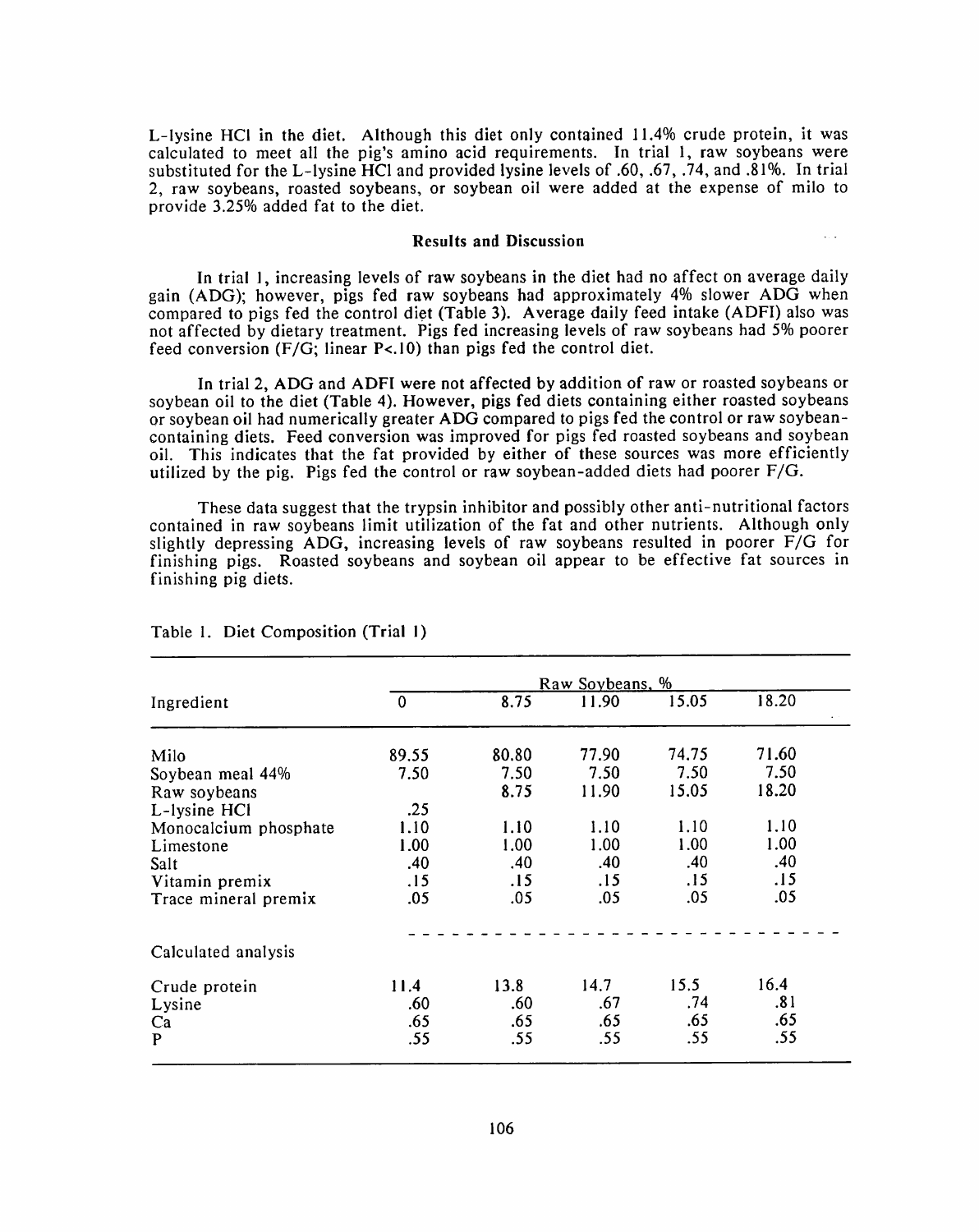L-lysine HCl in the diet. Although this diet only contained 11.4% crude protein, it was calculated to meet all the pig's amino acid requirements. In trial 1, raw soybeans were substituted for the L-lysine HCl and provided lysine levels of .60, .67, .74, and .81%. In trial 2, raw soybeans, roasted soybeans, or soybean oil were added at the expense of milo to provide 3.25% added fat to the diet.

## Results and Discussion

In trial 1, increasing levels of raw soybeans in the diet had no affect on average daily gain (ADG); however, pigs fed raw soybeans had approximately 4% slower ADG when compared to pigs fed the control diet (Table 3). Average daily feed intake (ADFI) also was not affected by dietary treatment. Pigs fed increasing levels of raw soybeans had 5% poorer feed conversion (F/G; linear $P<.10$) than pigs fed the control diet.

In trial 2, ADG and ADFI were not affected by addition of raw or roasted soybeans or soybean oil to the diet (Table 4). However, pigs fed diets containing either roasted soybeans or soybean oil had numerically greater ADG compared to pigs fed the control or raw soybean-containing diets. Feed conversion was improved for pigs fed roasted soybeans and soybean oil. This indicates that the fat provided by either of these sources was more efficiently utilized by the pig. Pigs fed the control or raw soybean-added diets had poorer F/G.

These data suggest that the trypsin inhibitor and possibly other anti-nutritional factors contained in raw soybeans limit utilization of the fat and other nutrients. Although only slightly depressing ADG, increasing levels of raw soybeans resulted in poorer F/G for finishing pigs. Roasted soybeans and soybean oil appear to be effective fat sources in finishing pig diets.

Table 1. Diet Composition (Trial 1)

| Ingredient | Raw Soybeans, % | | | | |
|---|---|---|---|---|---|
| | 0 | 8.75 | 11.90 | 15.05 | 18.20 |
| Milo | 89.55 | 80.80 | 77.90 | 74.75 | 71.60 |
| Soybean meal 44% | 7.50 | 7.50 | 7.50 | 7.50 | 7.50 |
| Raw soybeans | | 8.75 | 11.90 | 15.05 | 18.20 |
| L-lysine HCl | .25 | | | | |
| Monocalcium phosphate | 1.10 | 1.10 | 1.10 | 1.10 | 1.10 |
| Limestone | 1.00 | 1.00 | 1.00 | 1.00 | 1.00 |
| Salt | .40 | .40 | .40 | .40 | .40 |
| Vitamin premix | .15 | .15 | .15 | .15 | .15 |
| Trace mineral premix | .05 | .05 | .05 | .05 | .05 |
| **Calculated analysis** | | | | | |
| Crude protein | 11.4 | 13.8 | 14.7 | 15.5 | 16.4 |
| Lysine | .60 | .60 | .67 | .74 | .81 |
| Ca | .65 | .65 | .65 | .65 | .65 |
| P | .55 | .55 | .55 | .55 | .55 |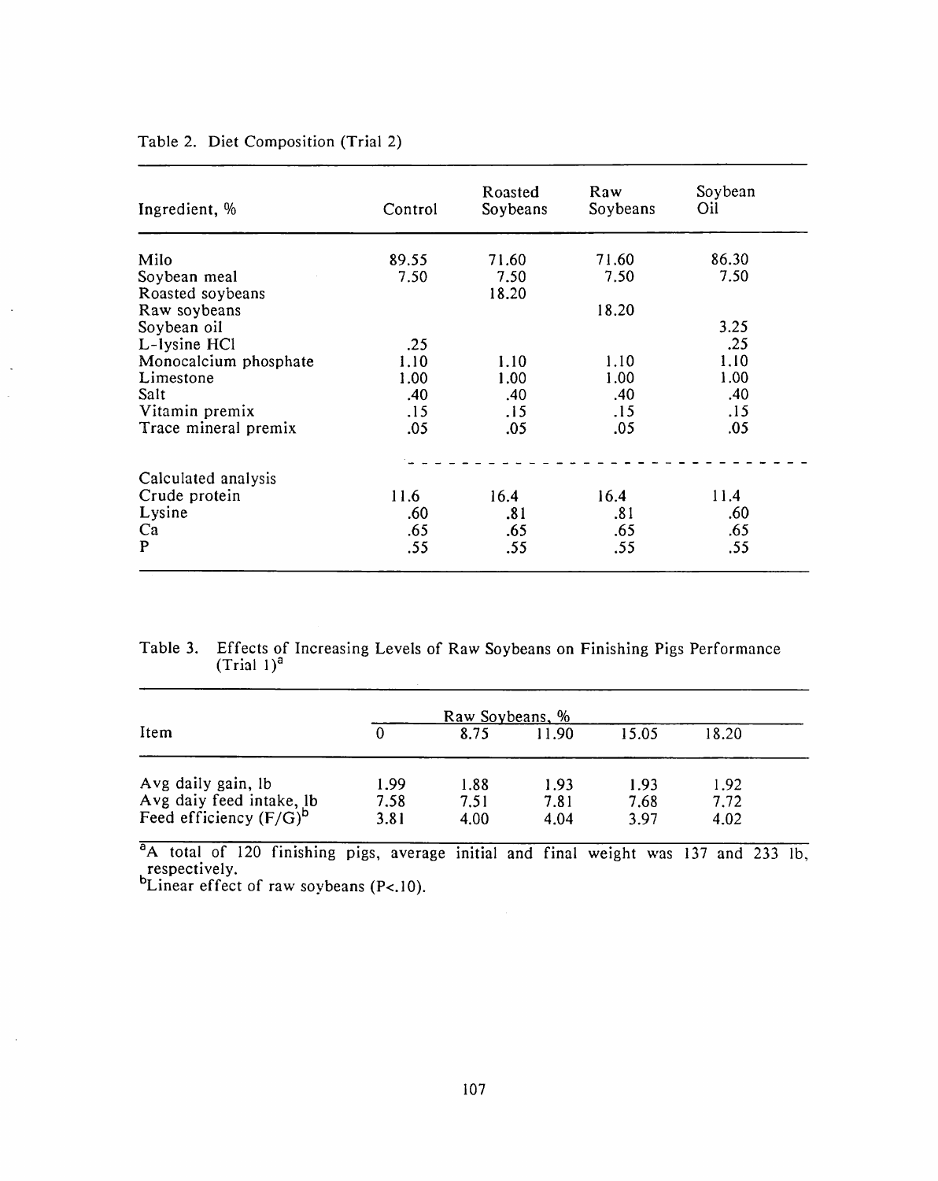Table 2. Diet Composition (Trial 2)

| Ingredient, % | Control | Roasted Soybeans | Raw Soybeans | Soybean Oil |
|---|---|---|---|---|
| Milo | 89.55 | 71.60 | 71.60 | 86.30 |
| Soybean meal | 7.50 | 7.50 | 7.50 | 7.50 |
| Roasted soybeans | | 18.20 | | |
| Raw soybeans | | | 18.20 | |
| Soybean oil | | | | 3.25 |
| L-lysine HCl | .25 | | | .25 |
| Monocalcium phosphate | 1.10 | 1.10 | 1.10 | 1.10 |
| Limestone | 1.00 | 1.00 | 1.00 | 1.00 |
| Salt | .40 | .40 | .40 | .40 |
| Vitamin premix | .15 | .15 | .15 | .15 |
| Trace mineral premix | .05 | .05 | .05 | .05 |
| Calculated analysis | | | | |
| Crude protein | 11.6 | 16.4 | 16.4 | 11.4 |
| Lysine | .60 | .81 | .81 | .60 |
| Ca | .65 | .65 | .65 | .65 |
| P | .55 | .55 | .55 | .55 |

Table 3. Effects of Increasing Levels of Raw Soybeans on Finishing Pigs Performance (Trial 1)[a]

| Item | Raw Soybeans, % | | | | |
|---|---|---|---|---|---|
| | 0 | 8.75 | 11.90 | 15.05 | 18.20 |
| Avg daily gain, lb | 1.99 | 1.88 | 1.93 | 1.93 | 1.92 |
| Avg daiy feed intake, lb | 7.58 | 7.51 | 7.81 | 7.68 | 7.72 |
| Feed efficiency (F/G)[b] | 3.81 | 4.00 | 4.04 | 3.97 | 4.02 |

[a]A total of 120 finishing pigs, average initial and final weight was 137 and 233 lb, respectively.

[b]Linear effect of raw soybeans ($P<.10$).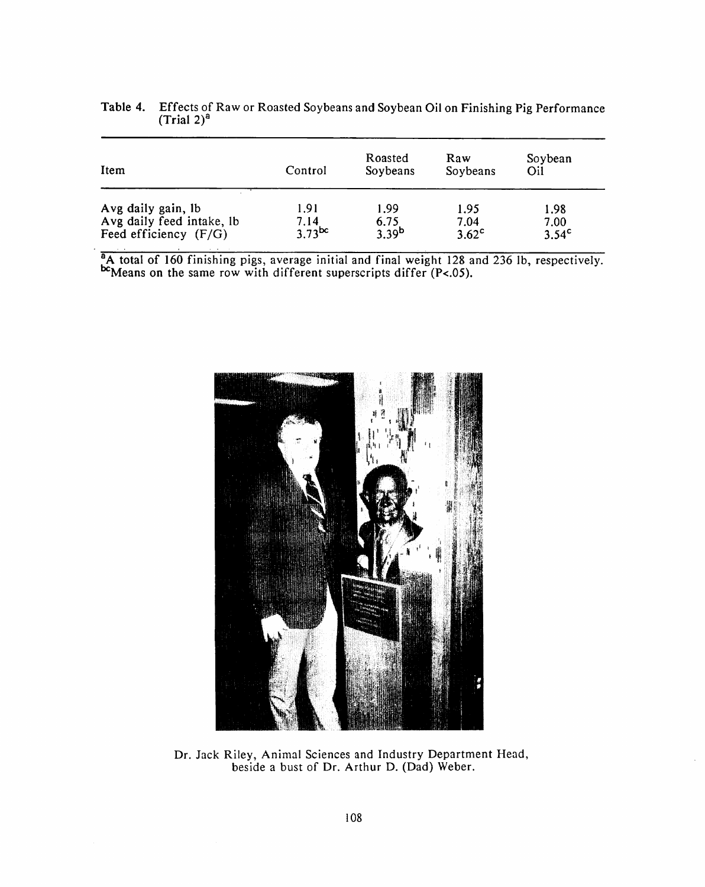Table 4. Effects of Raw or Roasted Soybeans and Soybean Oil on Finishing Pig Performance (Trial 2)[a]

| Item | Control | Roasted Soybeans | Raw Soybeans | Soybean Oil |
|---|---|---|---|---|
| Avg daily gain, lb | 1.91 | 1.99 | 1.95 | 1.98 |
| Avg daily feed intake, lb | 7.14 | 6.75 | 7.04 | 7.00 |
| Feed efficiency (F/G) | 3.73[bc] | 3.39[b] | 3.62[c] | 3.54[c] |

[a]A total of 160 finishing pigs, average initial and final weight 128 and 236 lb, respectively.
[bc]Means on the same row with different superscripts differ (P<.05).

Dr. Jack Riley, Animal Sciences and Industry Department Head, beside a bust of Dr. Arthur D. (Dad) Weber.